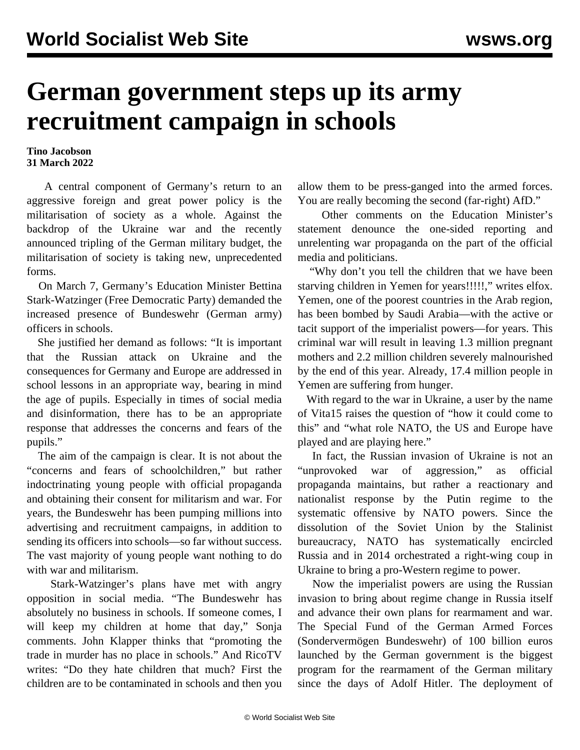# German government steps up its army recruitment campaign in schools

**Tino Jacobson**
**31 March 2022**

A central component of Germany's return to an aggressive foreign and great power policy is the militarisation of society as a whole. Against the backdrop of the Ukraine war and the recently announced tripling of the German military budget, the militarisation of society is taking new, unprecedented forms.

On March 7, Germany's Education Minister Bettina Stark-Watzinger (Free Democratic Party) demanded the increased presence of Bundeswehr (German army) officers in schools.

She justified her demand as follows: "It is important that the Russian attack on Ukraine and the consequences for Germany and Europe are addressed in school lessons in an appropriate way, bearing in mind the age of pupils. Especially in times of social media and disinformation, there has to be an appropriate response that addresses the concerns and fears of the pupils."

The aim of the campaign is clear. It is not about the "concerns and fears of schoolchildren," but rather indoctrinating young people with official propaganda and obtaining their consent for militarism and war. For years, the Bundeswehr has been pumping millions into advertising and recruitment campaigns, in addition to sending its officers into schools—so far without success. The vast majority of young people want nothing to do with war and militarism.

Stark-Watzinger's plans have met with angry opposition in social media. "The Bundeswehr has absolutely no business in schools. If someone comes, I will keep my children at home that day," Sonja comments. John Klapper thinks that "promoting the trade in murder has no place in schools." And RicoTV writes: "Do they hate children that much? First the children are to be contaminated in schools and then you allow them to be press-ganged into the armed forces. You are really becoming the second (far-right) AfD."

Other comments on the Education Minister's statement denounce the one-sided reporting and unrelenting war propaganda on the part of the official media and politicians.

"Why don't you tell the children that we have been starving children in Yemen for years!!!!!," writes elfox. Yemen, one of the poorest countries in the Arab region, has been bombed by Saudi Arabia—with the active or tacit support of the imperialist powers—for years. This criminal war will result in leaving 1.3 million pregnant mothers and 2.2 million children severely malnourished by the end of this year. Already, 17.4 million people in Yemen are suffering from hunger.

With regard to the war in Ukraine, a user by the name of Vita15 raises the question of "how it could come to this" and "what role NATO, the US and Europe have played and are playing here."

In fact, the Russian invasion of Ukraine is not an "unprovoked war of aggression," as official propaganda maintains, but rather a reactionary and nationalist response by the Putin regime to the systematic offensive by NATO powers. Since the dissolution of the Soviet Union by the Stalinist bureaucracy, NATO has systematically encircled Russia and in 2014 orchestrated a right-wing coup in Ukraine to bring a pro-Western regime to power.

Now the imperialist powers are using the Russian invasion to bring about regime change in Russia itself and advance their own plans for rearmament and war. The Special Fund of the German Armed Forces (Sondervermögen Bundeswehr) of 100 billion euros launched by the German government is the biggest program for the rearmament of the German military since the days of Adolf Hitler. The deployment of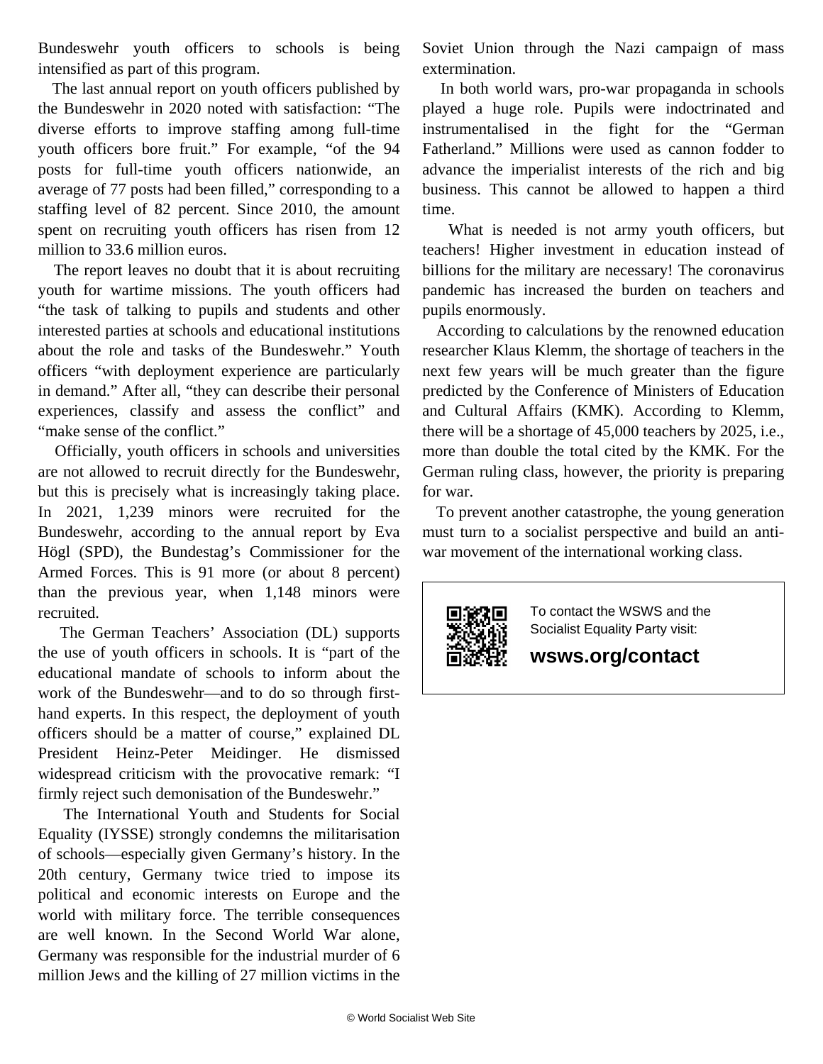Bundeswehr youth officers to schools is being intensified as part of this program.

The last annual report on youth officers published by the Bundeswehr in 2020 noted with satisfaction: “The diverse efforts to improve staffing among full-time youth officers bore fruit.” For example, “of the 94 posts for full-time youth officers nationwide, an average of 77 posts had been filled,” corresponding to a staffing level of 82 percent. Since 2010, the amount spent on recruiting youth officers has risen from 12 million to 33.6 million euros.

The report leaves no doubt that it is about recruiting youth for wartime missions. The youth officers had “the task of talking to pupils and students and other interested parties at schools and educational institutions about the role and tasks of the Bundeswehr.” Youth officers “with deployment experience are particularly in demand.” After all, “they can describe their personal experiences, classify and assess the conflict” and “make sense of the conflict.”

Officially, youth officers in schools and universities are not allowed to recruit directly for the Bundeswehr, but this is precisely what is increasingly taking place. In 2021, 1,239 minors were recruited for the Bundeswehr, according to the annual report by Eva Högl (SPD), the Bundestag’s Commissioner for the Armed Forces. This is 91 more (or about 8 percent) than the previous year, when 1,148 minors were recruited.

The German Teachers’ Association (DL) supports the use of youth officers in schools. It is “part of the educational mandate of schools to inform about the work of the Bundeswehr—and to do so through first-hand experts. In this respect, the deployment of youth officers should be a matter of course,” explained DL President Heinz-Peter Meidinger. He dismissed widespread criticism with the provocative remark: “I firmly reject such demonisation of the Bundeswehr.”

The International Youth and Students for Social Equality (IYSSE) strongly condemns the militarisation of schools—especially given Germany’s history. In the 20th century, Germany twice tried to impose its political and economic interests on Europe and the world with military force. The terrible consequences are well known. In the Second World War alone, Germany was responsible for the industrial murder of 6 million Jews and the killing of 27 million victims in the Soviet Union through the Nazi campaign of mass extermination.

In both world wars, pro-war propaganda in schools played a huge role. Pupils were indoctrinated and instrumentalised in the fight for the “German Fatherland.” Millions were used as cannon fodder to advance the imperialist interests of the rich and big business. This cannot be allowed to happen a third time.

What is needed is not army youth officers, but teachers! Higher investment in education instead of billions for the military are necessary! The coronavirus pandemic has increased the burden on teachers and pupils enormously.

According to calculations by the renowned education researcher Klaus Klemm, the shortage of teachers in the next few years will be much greater than the figure predicted by the Conference of Ministers of Education and Cultural Affairs (KMK). According to Klemm, there will be a shortage of 45,000 teachers by 2025, i.e., more than double the total cited by the KMK. For the German ruling class, however, the priority is preparing for war.

To prevent another catastrophe, the young generation must turn to a socialist perspective and build an anti-war movement of the international working class.

To contact the WSWS and the Socialist Equality Party visit:

**wsws.org/contact**